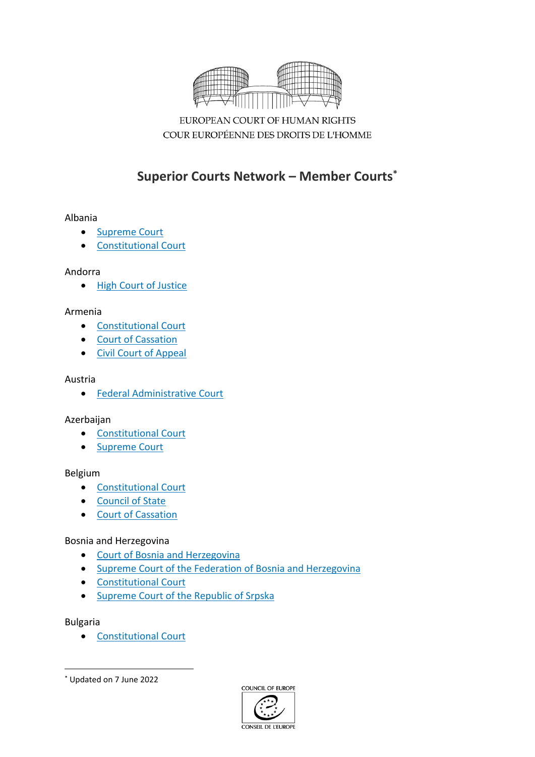EUROPEAN COURT OF HUMAN RIGHTS
COUR EUROPÉENNE DES DROITS DE L'HOMME

# Superior Courts Network – Member Courts*

Albania

- Supreme Court
- Constitutional Court

Andorra

- High Court of Justice

Armenia

- Constitutional Court
- Court of Cassation
- Civil Court of Appeal

Austria

- Federal Administrative Court

Azerbaijan

- Constitutional Court
- Supreme Court

Belgium

- Constitutional Court
- Council of State
- Court of Cassation

Bosnia and Herzegovina

- Court of Bosnia and Herzegovina
- Supreme Court of the Federation of Bosnia and Herzegovina
- Constitutional Court
- Supreme Court of the Republic of Srpska

Bulgaria

- Constitutional Court

* Updated on 7 June 2022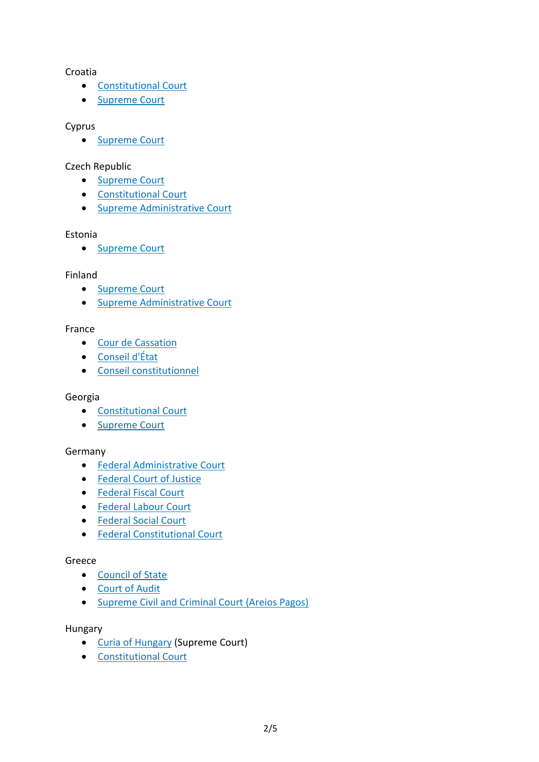Croatia

- Constitutional Court
- Supreme Court

Cyprus

- Supreme Court

Czech Republic

- Supreme Court
- Constitutional Court
- Supreme Administrative Court

Estonia

- Supreme Court

Finland

- Supreme Court
- Supreme Administrative Court

France

- Cour de Cassation
- Conseil d'État
- Conseil constitutionnel

Georgia

- Constitutional Court
- Supreme Court

Germany

- Federal Administrative Court
- Federal Court of Justice
- Federal Fiscal Court
- Federal Labour Court
- Federal Social Court
- Federal Constitutional Court

Greece

- Council of State
- Court of Audit
- Supreme Civil and Criminal Court (Areios Pagos)

Hungary

- Curia of Hungary (Supreme Court)
- Constitutional Court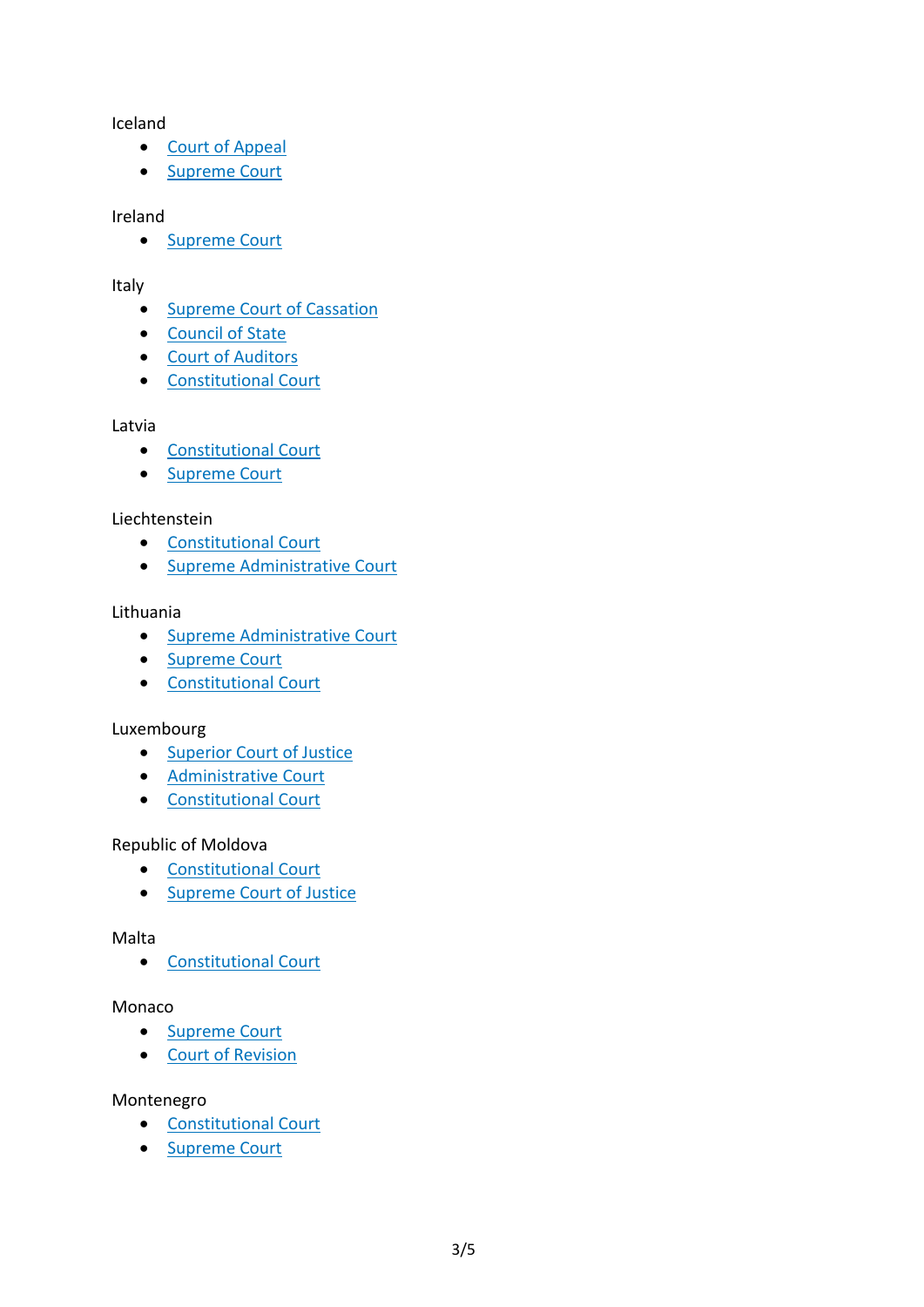Iceland

- Court of Appeal
- Supreme Court

Ireland

- Supreme Court

Italy

- Supreme Court of Cassation
- Council of State
- Court of Auditors
- Constitutional Court

Latvia

- Constitutional Court
- Supreme Court

Liechtenstein

- Constitutional Court
- Supreme Administrative Court

Lithuania

- Supreme Administrative Court
- Supreme Court
- Constitutional Court

Luxembourg

- Superior Court of Justice
- Administrative Court
- Constitutional Court

Republic of Moldova

- Constitutional Court
- Supreme Court of Justice

Malta

- Constitutional Court

Monaco

- Supreme Court
- Court of Revision

Montenegro

- Constitutional Court
- Supreme Court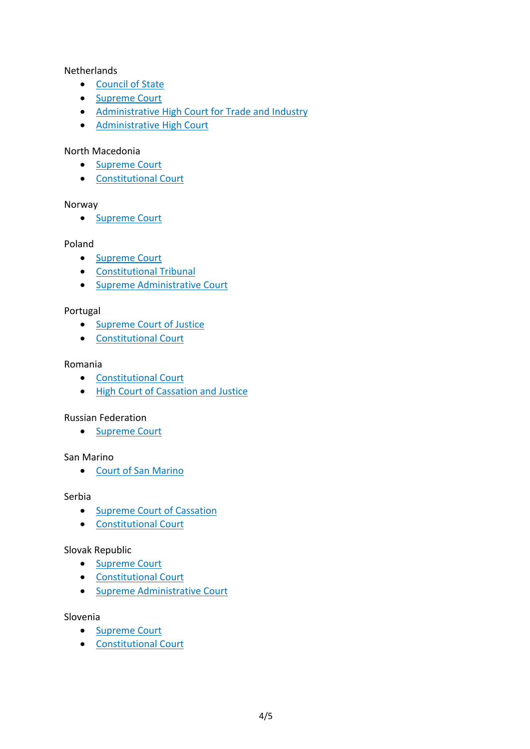Netherlands

- Council of State
- Supreme Court
- Administrative High Court for Trade and Industry
- Administrative High Court

North Macedonia

- Supreme Court
- Constitutional Court

Norway

- Supreme Court

Poland

- Supreme Court
- Constitutional Tribunal
- Supreme Administrative Court

Portugal

- Supreme Court of Justice
- Constitutional Court

Romania

- Constitutional Court
- High Court of Cassation and Justice

Russian Federation

- Supreme Court

San Marino

- Court of San Marino

Serbia

- Supreme Court of Cassation
- Constitutional Court

Slovak Republic

- Supreme Court
- Constitutional Court
- Supreme Administrative Court

Slovenia

- Supreme Court
- Constitutional Court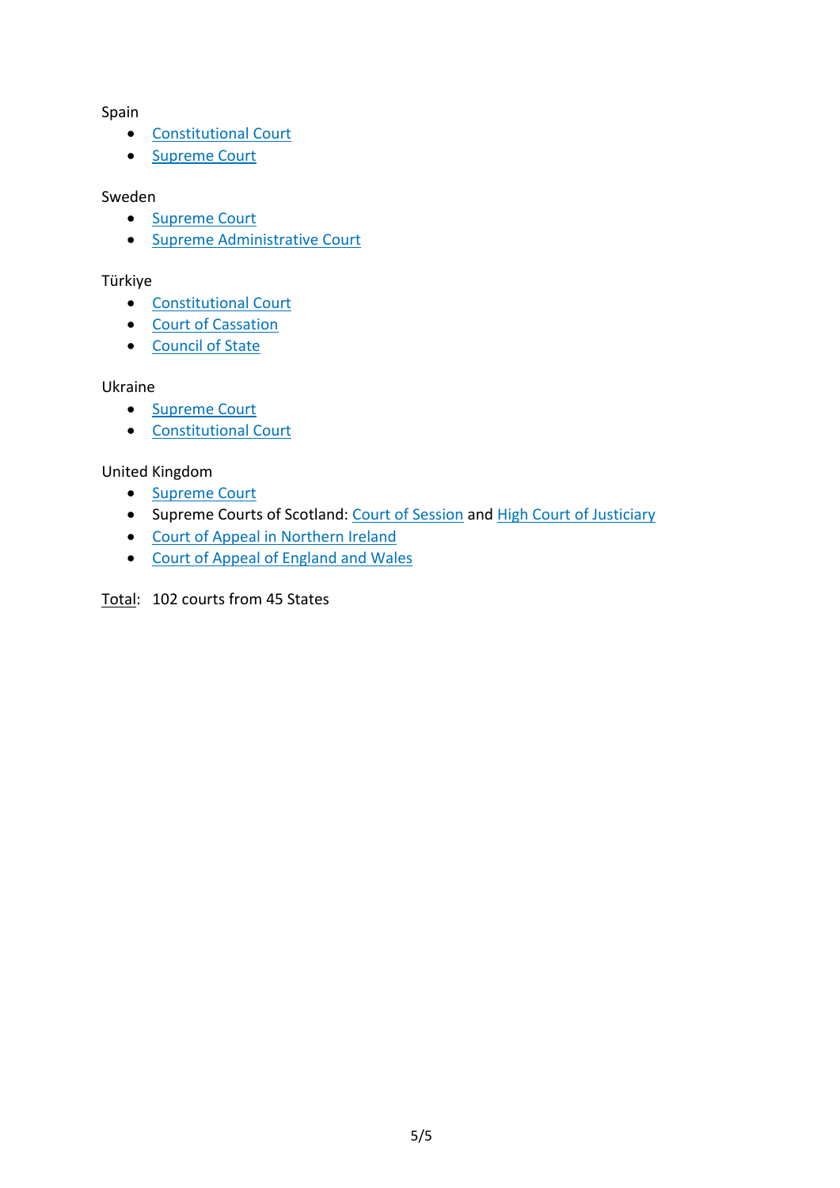Spain

- Constitutional Court
- Supreme Court

Sweden

- Supreme Court
- Supreme Administrative Court

Türkiye

- Constitutional Court
- Court of Cassation
- Council of State

Ukraine

- Supreme Court
- Constitutional Court

United Kingdom

- Supreme Court
- Supreme Courts of Scotland: Court of Session and High Court of Justiciary
- Court of Appeal in Northern Ireland
- Court of Appeal of England and Wales

Total: 102 courts from 45 States